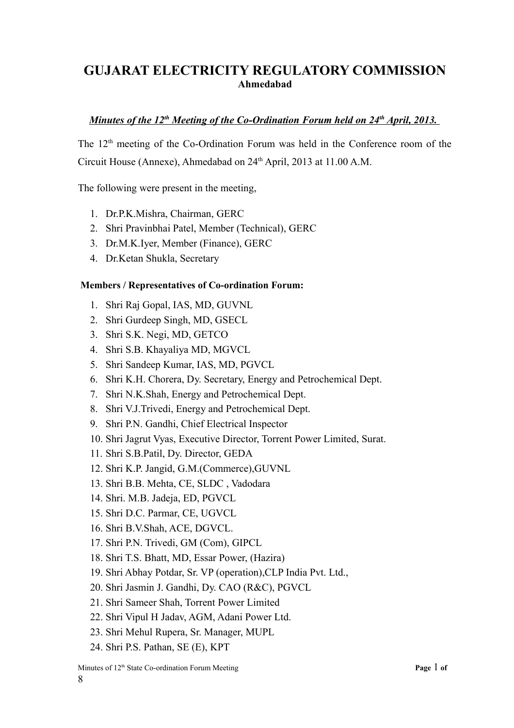# GUJARAT ELECTRICITY REGULATORY COMMISSION

**Ahmedabad**

***Minutes of the 12th Meeting of the Co-Ordination Forum held on 24th April, 2013.***

The 12th meeting of the Co-Ordination Forum was held in the Conference room of the Circuit House (Annexe), Ahmedabad on 24th April, 2013 at 11.00 A.M.

The following were present in the meeting,

1. Dr.P.K.Mishra, Chairman, GERC
2. Shri Pravinbhai Patel, Member (Technical), GERC
3. Dr.M.K.Iyer, Member (Finance), GERC
4. Dr.Ketan Shukla, Secretary

**Members / Representatives of Co-ordination Forum:**

1. Shri Raj Gopal, IAS, MD, GUVNL
2. Shri Gurdeep Singh, MD, GSECL
3. Shri S.K. Negi, MD, GETCO
4. Shri S.B. Khayaliya MD, MGVCL
5. Shri Sandeep Kumar, IAS, MD, PGVCL
6. Shri K.H. Chorera, Dy. Secretary, Energy and Petrochemical Dept.
7. Shri N.K.Shah, Energy and Petrochemical Dept.
8. Shri V.J.Trivedi, Energy and Petrochemical Dept.
9. Shri P.N. Gandhi, Chief Electrical Inspector
10. Shri Jagrut Vyas, Executive Director, Torrent Power Limited, Surat.
11. Shri S.B.Patil, Dy. Director, GEDA
12. Shri K.P. Jangid, G.M.(Commerce),GUVNL
13. Shri B.B. Mehta, CE, SLDC , Vadodara
14. Shri. M.B. Jadeja, ED, PGVCL
15. Shri D.C. Parmar, CE, UGVCL
16. Shri B.V.Shah, ACE, DGVCL.
17. Shri P.N. Trivedi, GM (Com), GIPCL
18. Shri T.S. Bhatt, MD, Essar Power, (Hazira)
19. Shri Abhay Potdar, Sr. VP (operation),CLP India Pvt. Ltd.,
20. Shri Jasmin J. Gandhi, Dy. CAO (R&C), PGVCL
21. Shri Sameer Shah, Torrent Power Limited
22. Shri Vipul H Jadav, AGM, Adani Power Ltd.
23. Shri Mehul Rupera, Sr. Manager, MUPL
24. Shri P.S. Pathan, SE (E), KPT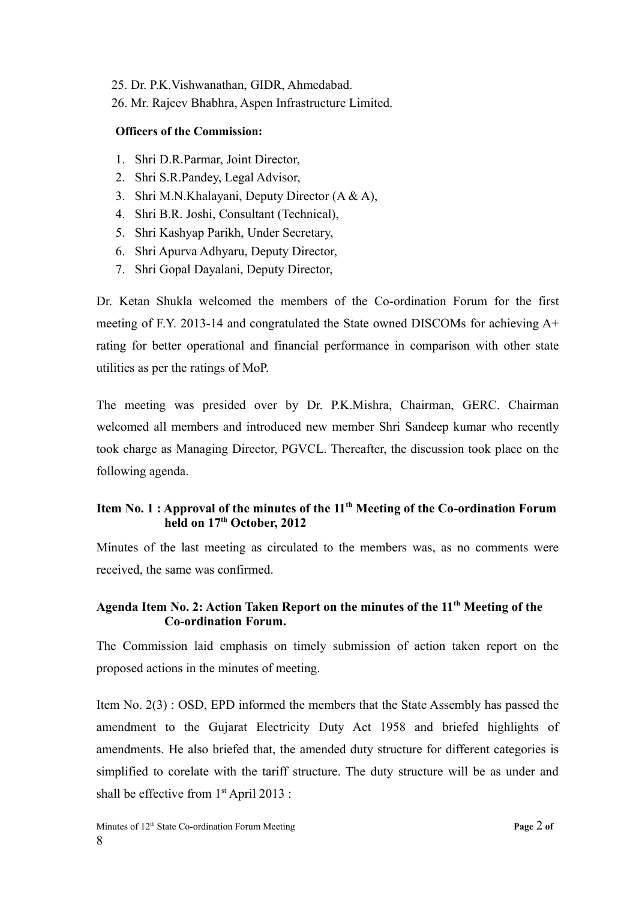25. Dr. P.K.Vishwanathan, GIDR, Ahmedabad.
26. Mr. Rajeev Bhabhra, Aspen Infrastructure Limited.

**Officers of the Commission:**

1. Shri D.R.Parmar, Joint Director,
2. Shri S.R.Pandey, Legal Advisor,
3. Shri M.N.Khalayani, Deputy Director (A & A),
4. Shri B.R. Joshi, Consultant (Technical),
5. Shri Kashyap Parikh, Under Secretary,
6. Shri Apurva Adhyaru, Deputy Director,
7. Shri Gopal Dayalani, Deputy Director,

Dr. Ketan Shukla welcomed the members of the Co-ordination Forum for the first meeting of F.Y. 2013-14 and congratulated the State owned DISCOMs for achieving A+ rating for better operational and financial performance in comparison with other state utilities as per the ratings of MoP.

The meeting was presided over by Dr. P.K.Mishra, Chairman, GERC. Chairman welcomed all members and introduced new member Shri Sandeep kumar who recently took charge as Managing Director, PGVCL. Thereafter, the discussion took place on the following agenda.

**Item No. 1 : Approval of the minutes of the 11th Meeting of the Co-ordination Forum held on 17th October, 2012**

Minutes of the last meeting as circulated to the members was, as no comments were received, the same was confirmed.

**Agenda Item No. 2: Action Taken Report on the minutes of the 11th Meeting of the Co-ordination Forum.**

The Commission laid emphasis on timely submission of action taken report on the proposed actions in the minutes of meeting.

Item No. 2(3) : OSD, EPD informed the members that the State Assembly has passed the amendment to the Gujarat Electricity Duty Act 1958 and briefed highlights of amendments. He also briefed that, the amended duty structure for different categories is simplified to corelate with the tariff structure. The duty structure will be as under and shall be effective from 1st April 2013 :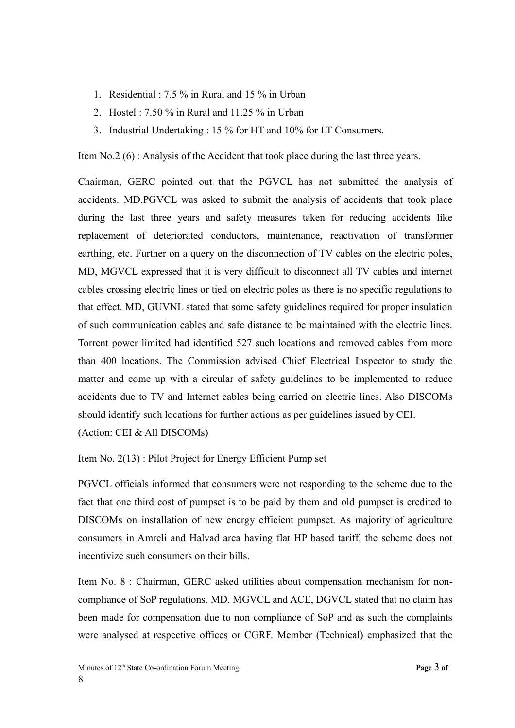1. Residential : 7.5 % in Rural and 15 % in Urban
2. Hostel : 7.50 % in Rural and 11.25 % in Urban
3. Industrial Undertaking : 15 % for HT and 10% for LT Consumers.

Item No.2 (6) : Analysis of the Accident that took place during the last three years.

Chairman, GERC pointed out that the PGVCL has not submitted the analysis of accidents. MD,PGVCL was asked to submit the analysis of accidents that took place during the last three years and safety measures taken for reducing accidents like replacement of deteriorated conductors, maintenance, reactivation of transformer earthing, etc. Further on a query on the disconnection of TV cables on the electric poles, MD, MGVCL expressed that it is very difficult to disconnect all TV cables and internet cables crossing electric lines or tied on electric poles as there is no specific regulations to that effect. MD, GUVNL stated that some safety guidelines required for proper insulation of such communication cables and safe distance to be maintained with the electric lines. Torrent power limited had identified 527 such locations and removed cables from more than 400 locations. The Commission advised Chief Electrical Inspector to study the matter and come up with a circular of safety guidelines to be implemented to reduce accidents due to TV and Internet cables being carried on electric lines. Also DISCOMs should identify such locations for further actions as per guidelines issued by CEI.
(Action: CEI & All DISCOMs)

Item No. 2(13) : Pilot Project for Energy Efficient Pump set

PGVCL officials informed that consumers were not responding to the scheme due to the fact that one third cost of pumpset is to be paid by them and old pumpset is credited to DISCOMs on installation of new energy efficient pumpset. As majority of agriculture consumers in Amreli and Halvad area having flat HP based tariff, the scheme does not incentivize such consumers on their bills.

Item No. 8 : Chairman, GERC asked utilities about compensation mechanism for non-compliance of SoP regulations. MD, MGVCL and ACE, DGVCL stated that no claim has been made for compensation due to non compliance of SoP and as such the complaints were analysed at respective offices or CGRF. Member (Technical) emphasized that the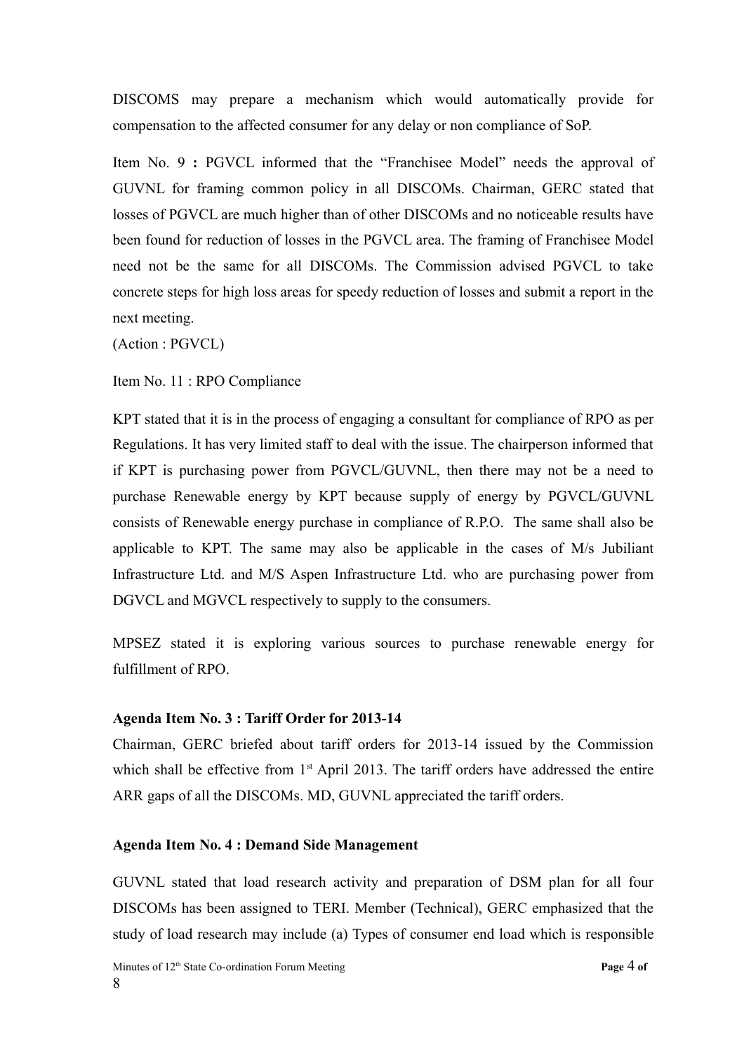DISCOMS may prepare a mechanism which would automatically provide for compensation to the affected consumer for any delay or non compliance of SoP.

Item No. 9 **:** PGVCL informed that the "Franchisee Model" needs the approval of GUVNL for framing common policy in all DISCOMs. Chairman, GERC stated that losses of PGVCL are much higher than of other DISCOMs and no noticeable results have been found for reduction of losses in the PGVCL area. The framing of Franchisee Model need not be the same for all DISCOMs. The Commission advised PGVCL to take concrete steps for high loss areas for speedy reduction of losses and submit a report in the next meeting.

(Action : PGVCL)

Item No. 11 : RPO Compliance

KPT stated that it is in the process of engaging a consultant for compliance of RPO as per Regulations. It has very limited staff to deal with the issue. The chairperson informed that if KPT is purchasing power from PGVCL/GUVNL, then there may not be a need to purchase Renewable energy by KPT because supply of energy by PGVCL/GUVNL consists of Renewable energy purchase in compliance of R.P.O. The same shall also be applicable to KPT. The same may also be applicable in the cases of M/s Jubiliant Infrastructure Ltd. and M/S Aspen Infrastructure Ltd. who are purchasing power from DGVCL and MGVCL respectively to supply to the consumers.

MPSEZ stated it is exploring various sources to purchase renewable energy for fulfillment of RPO.

**Agenda Item No. 3 : Tariff Order for 2013-14**

Chairman, GERC briefed about tariff orders for 2013-14 issued by the Commission which shall be effective from 1st April 2013. The tariff orders have addressed the entire ARR gaps of all the DISCOMs. MD, GUVNL appreciated the tariff orders.

**Agenda Item No. 4 : Demand Side Management**

GUVNL stated that load research activity and preparation of DSM plan for all four DISCOMs has been assigned to TERI. Member (Technical), GERC emphasized that the study of load research may include (a) Types of consumer end load which is responsible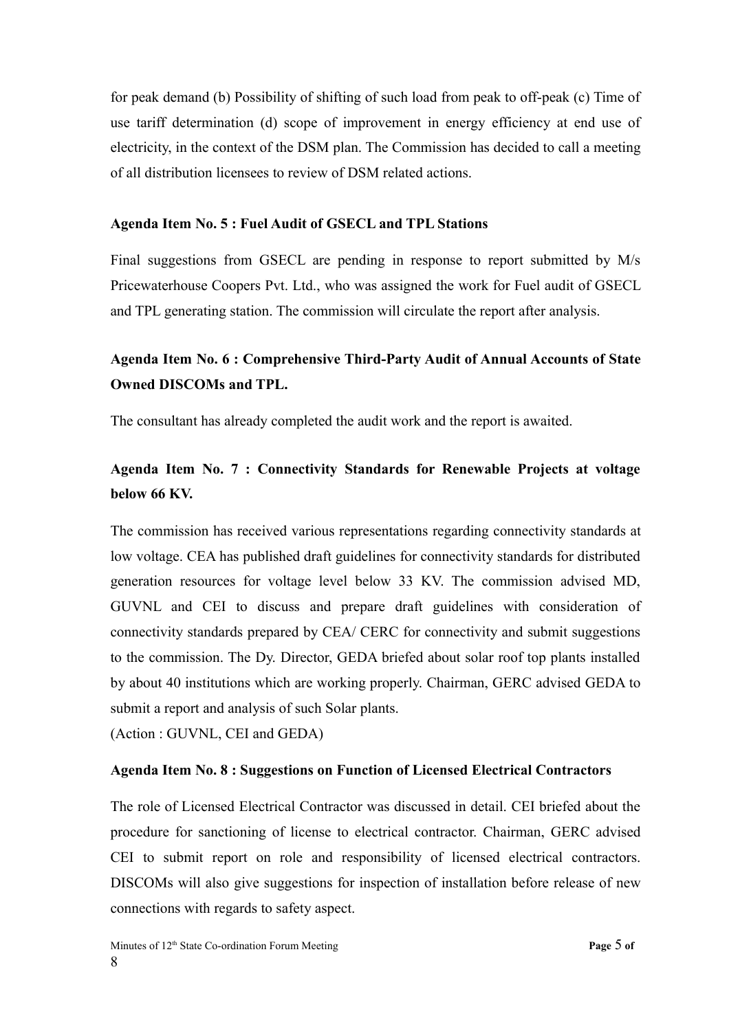for peak demand (b) Possibility of shifting of such load from peak to off-peak (c) Time of use tariff determination (d) scope of improvement in energy efficiency at end use of electricity, in the context of the DSM plan. The Commission has decided to call a meeting of all distribution licensees to review of DSM related actions.

**Agenda Item No. 5 : Fuel Audit of GSECL and TPL Stations**

Final suggestions from GSECL are pending in response to report submitted by M/s Pricewaterhouse Coopers Pvt. Ltd., who was assigned the work for Fuel audit of GSECL and TPL generating station. The commission will circulate the report after analysis.

**Agenda Item No. 6 : Comprehensive Third-Party Audit of Annual Accounts of State Owned DISCOMs and TPL.**

The consultant has already completed the audit work and the report is awaited.

**Agenda Item No. 7 : Connectivity Standards for Renewable Projects at voltage below 66 KV.**

The commission has received various representations regarding connectivity standards at low voltage. CEA has published draft guidelines for connectivity standards for distributed generation resources for voltage level below 33 KV. The commission advised MD, GUVNL and CEI to discuss and prepare draft guidelines with consideration of connectivity standards prepared by CEA/ CERC for connectivity and submit suggestions to the commission. The Dy. Director, GEDA briefed about solar roof top plants installed by about 40 institutions which are working properly. Chairman, GERC advised GEDA to submit a report and analysis of such Solar plants.

(Action : GUVNL, CEI and GEDA)

**Agenda Item No. 8 : Suggestions on Function of Licensed Electrical Contractors**

The role of Licensed Electrical Contractor was discussed in detail. CEI briefed about the procedure for sanctioning of license to electrical contractor. Chairman, GERC advised CEI to submit report on role and responsibility of licensed electrical contractors. DISCOMs will also give suggestions for inspection of installation before release of new connections with regards to safety aspect.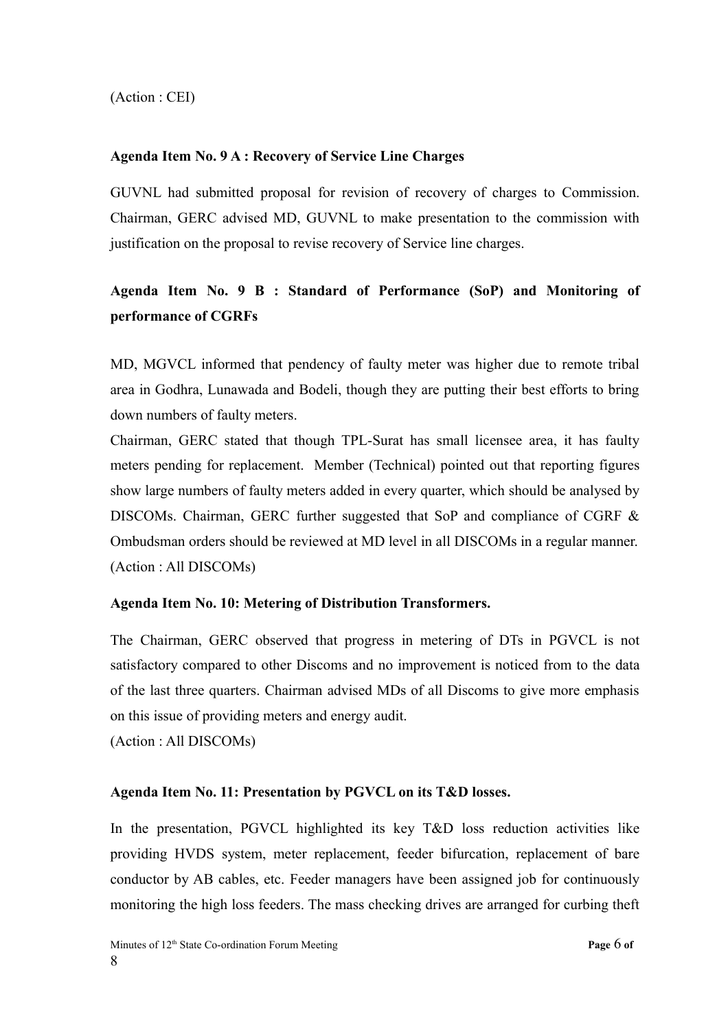(Action : CEI)

**Agenda Item No. 9 A : Recovery of Service Line Charges**

GUVNL had submitted proposal for revision of recovery of charges to Commission. Chairman, GERC advised MD, GUVNL to make presentation to the commission with justification on the proposal to revise recovery of Service line charges.

**Agenda Item No. 9 B : Standard of Performance (SoP) and Monitoring of performance of CGRFs**

MD, MGVCL informed that pendency of faulty meter was higher due to remote tribal area in Godhra, Lunawada and Bodeli, though they are putting their best efforts to bring down numbers of faulty meters.

Chairman, GERC stated that though TPL-Surat has small licensee area, it has faulty meters pending for replacement. Member (Technical) pointed out that reporting figures show large numbers of faulty meters added in every quarter, which should be analysed by DISCOMs. Chairman, GERC further suggested that SoP and compliance of CGRF & Ombudsman orders should be reviewed at MD level in all DISCOMs in a regular manner.

(Action : All DISCOMs)

**Agenda Item No. 10: Metering of Distribution Transformers.**

The Chairman, GERC observed that progress in metering of DTs in PGVCL is not satisfactory compared to other Discoms and no improvement is noticed from to the data of the last three quarters. Chairman advised MDs of all Discoms to give more emphasis on this issue of providing meters and energy audit.

(Action : All DISCOMs)

**Agenda Item No. 11: Presentation by PGVCL on its T&D losses.**

In the presentation, PGVCL highlighted its key T&D loss reduction activities like providing HVDS system, meter replacement, feeder bifurcation, replacement of bare conductor by AB cables, etc. Feeder managers have been assigned job for continuously monitoring the high loss feeders. The mass checking drives are arranged for curbing theft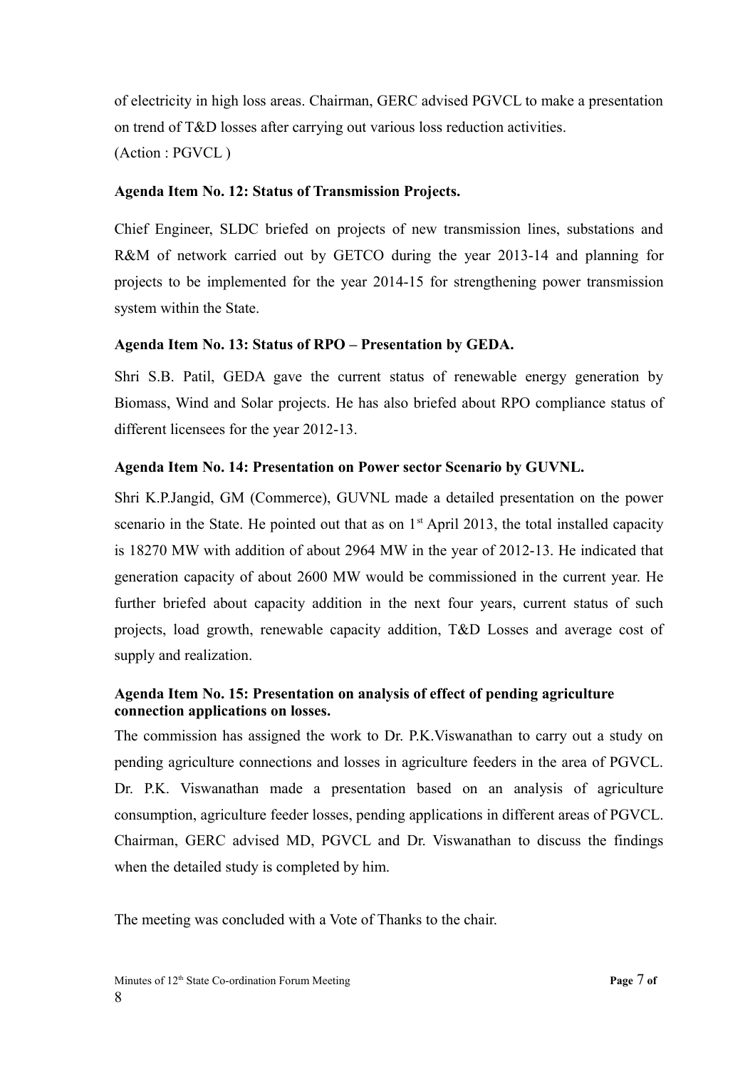of electricity in high loss areas. Chairman, GERC advised PGVCL to make a presentation on trend of T&D losses after carrying out various loss reduction activities.
(Action : PGVCL )

**Agenda Item No. 12: Status of Transmission Projects.**

Chief Engineer, SLDC briefed on projects of new transmission lines, substations and R&M of network carried out by GETCO during the year 2013-14 and planning for projects to be implemented for the year 2014-15 for strengthening power transmission system within the State.

**Agenda Item No. 13: Status of RPO – Presentation by GEDA.**

Shri S.B. Patil, GEDA gave the current status of renewable energy generation by Biomass, Wind and Solar projects. He has also briefed about RPO compliance status of different licensees for the year 2012-13.

**Agenda Item No. 14: Presentation on Power sector Scenario by GUVNL.**

Shri K.P.Jangid, GM (Commerce), GUVNL made a detailed presentation on the power scenario in the State. He pointed out that as on 1st April 2013, the total installed capacity is 18270 MW with addition of about 2964 MW in the year of 2012-13. He indicated that generation capacity of about 2600 MW would be commissioned in the current year. He further briefed about capacity addition in the next four years, current status of such projects, load growth, renewable capacity addition, T&D Losses and average cost of supply and realization.

**Agenda Item No. 15: Presentation on analysis of effect of pending agriculture connection applications on losses.**

The commission has assigned the work to Dr. P.K.Viswanathan to carry out a study on pending agriculture connections and losses in agriculture feeders in the area of PGVCL. Dr. P.K. Viswanathan made a presentation based on an analysis of agriculture consumption, agriculture feeder losses, pending applications in different areas of PGVCL. Chairman, GERC advised MD, PGVCL and Dr. Viswanathan to discuss the findings when the detailed study is completed by him.

The meeting was concluded with a Vote of Thanks to the chair.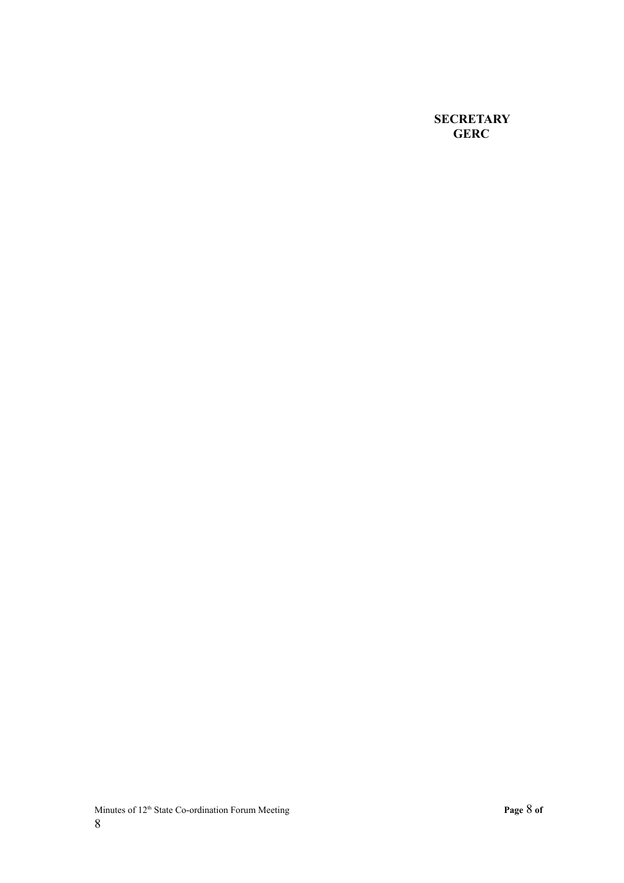**SECRETARY**
**GERC**